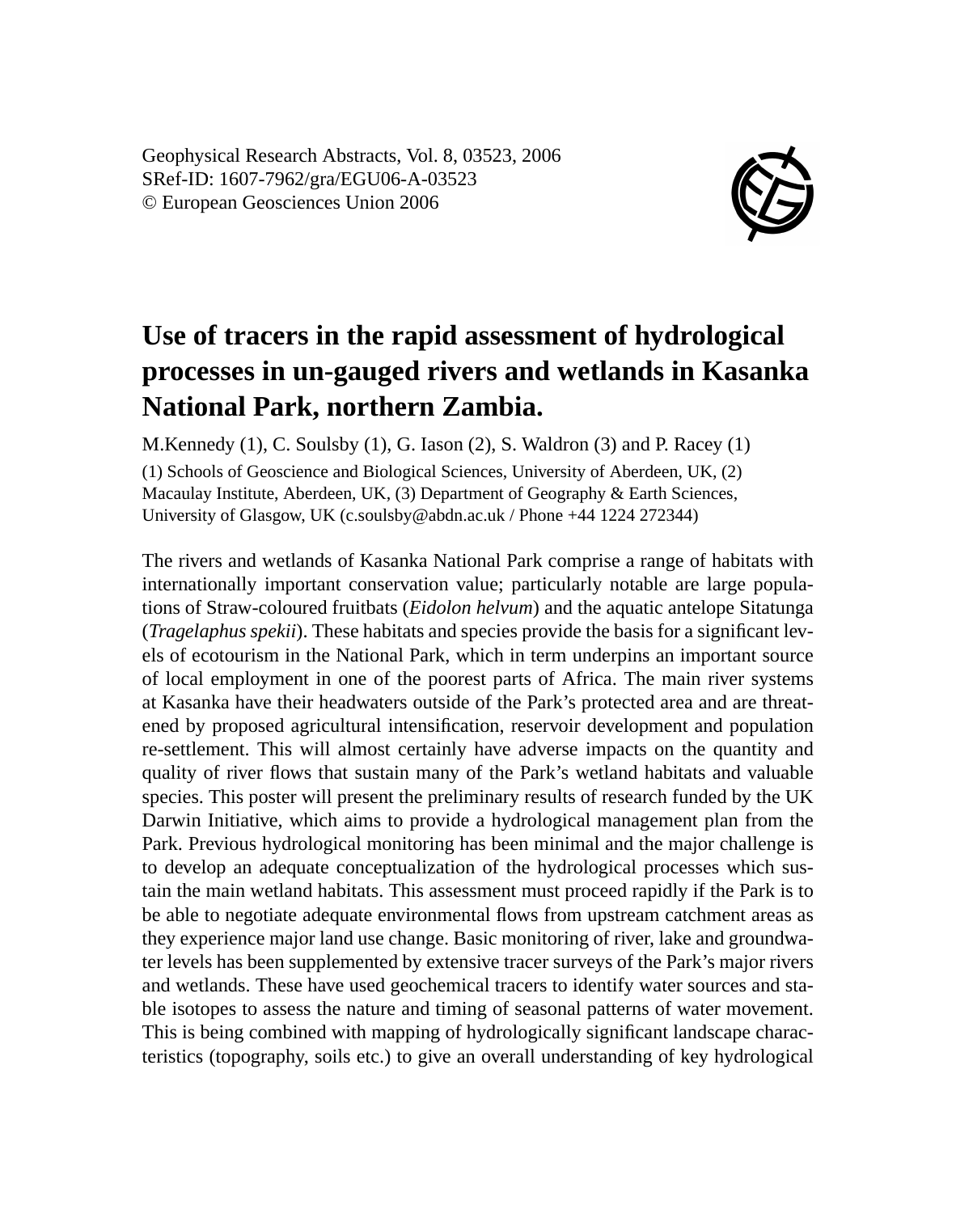Geophysical Research Abstracts, Vol. 8, 03523, 2006
SRef-ID: 1607-7962/gra/EGU06-A-03523
© European Geosciences Union 2006

# Use of tracers in the rapid assessment of hydrological processes in un-gauged rivers and wetlands in Kasanka National Park, northern Zambia.

M.Kennedy (1), C. Soulsby (1), G. Iason (2), S. Waldron (3) and P. Racey (1)

(1) Schools of Geoscience and Biological Sciences, University of Aberdeen, UK, (2) Macaulay Institute, Aberdeen, UK, (3) Department of Geography & Earth Sciences, University of Glasgow, UK (c.soulsby@abdn.ac.uk / Phone +44 1224 272344)

The rivers and wetlands of Kasanka National Park comprise a range of habitats with internationally important conservation value; particularly notable are large populations of Straw-coloured fruitbats (*Eidolon helvum*) and the aquatic antelope Sitatunga (*Tragelaphus spekii*). These habitats and species provide the basis for a significant levels of ecotourism in the National Park, which in term underpins an important source of local employment in one of the poorest parts of Africa. The main river systems at Kasanka have their headwaters outside of the Park's protected area and are threatened by proposed agricultural intensification, reservoir development and population re-settlement. This will almost certainly have adverse impacts on the quantity and quality of river flows that sustain many of the Park's wetland habitats and valuable species. This poster will present the preliminary results of research funded by the UK Darwin Initiative, which aims to provide a hydrological management plan from the Park. Previous hydrological monitoring has been minimal and the major challenge is to develop an adequate conceptualization of the hydrological processes which sustain the main wetland habitats. This assessment must proceed rapidly if the Park is to be able to negotiate adequate environmental flows from upstream catchment areas as they experience major land use change. Basic monitoring of river, lake and groundwater levels has been supplemented by extensive tracer surveys of the Park's major rivers and wetlands. These have used geochemical tracers to identify water sources and stable isotopes to assess the nature and timing of seasonal patterns of water movement. This is being combined with mapping of hydrologically significant landscape characteristics (topography, soils etc.) to give an overall understanding of key hydrological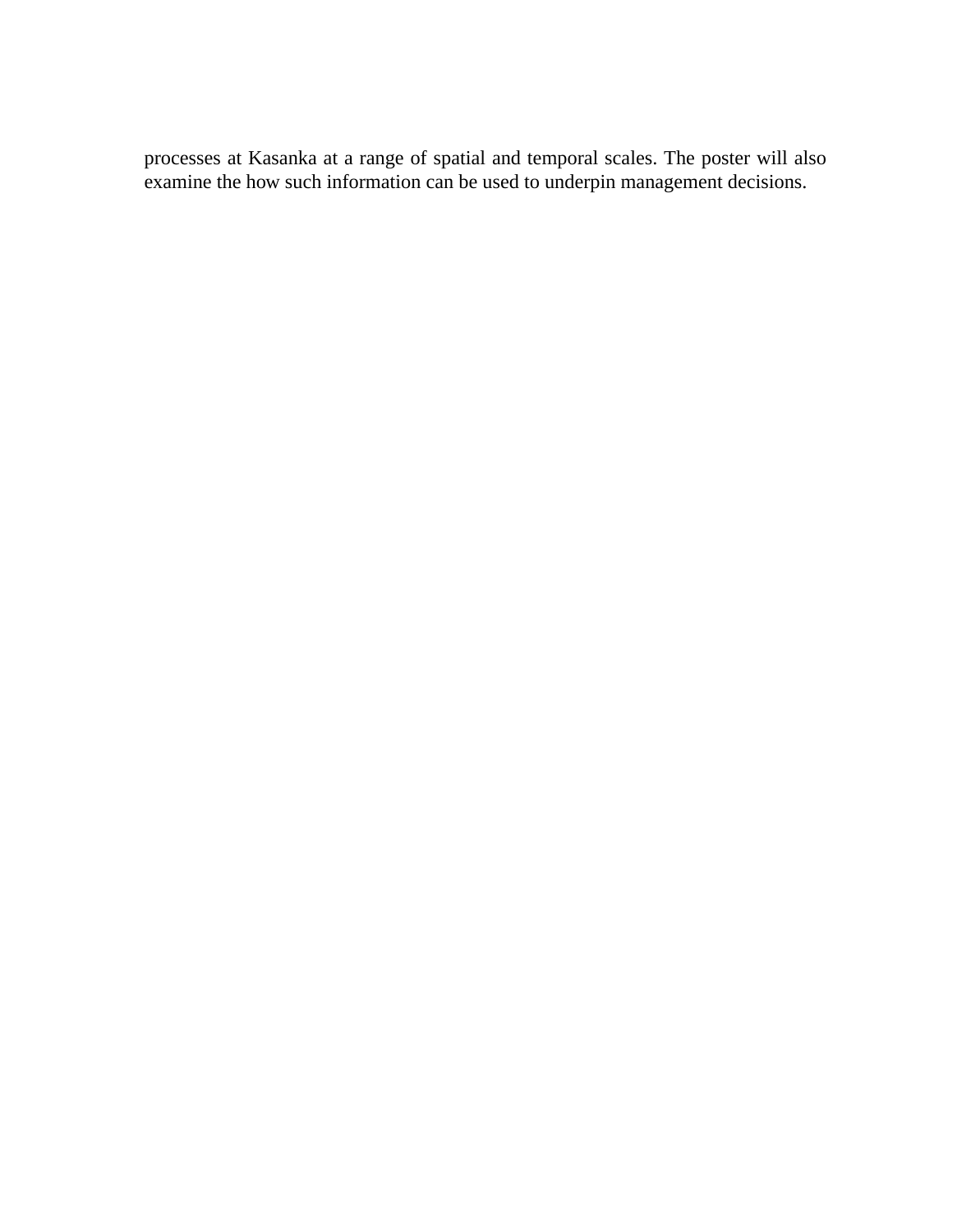processes at Kasanka at a range of spatial and temporal scales. The poster will also examine the how such information can be used to underpin management decisions.